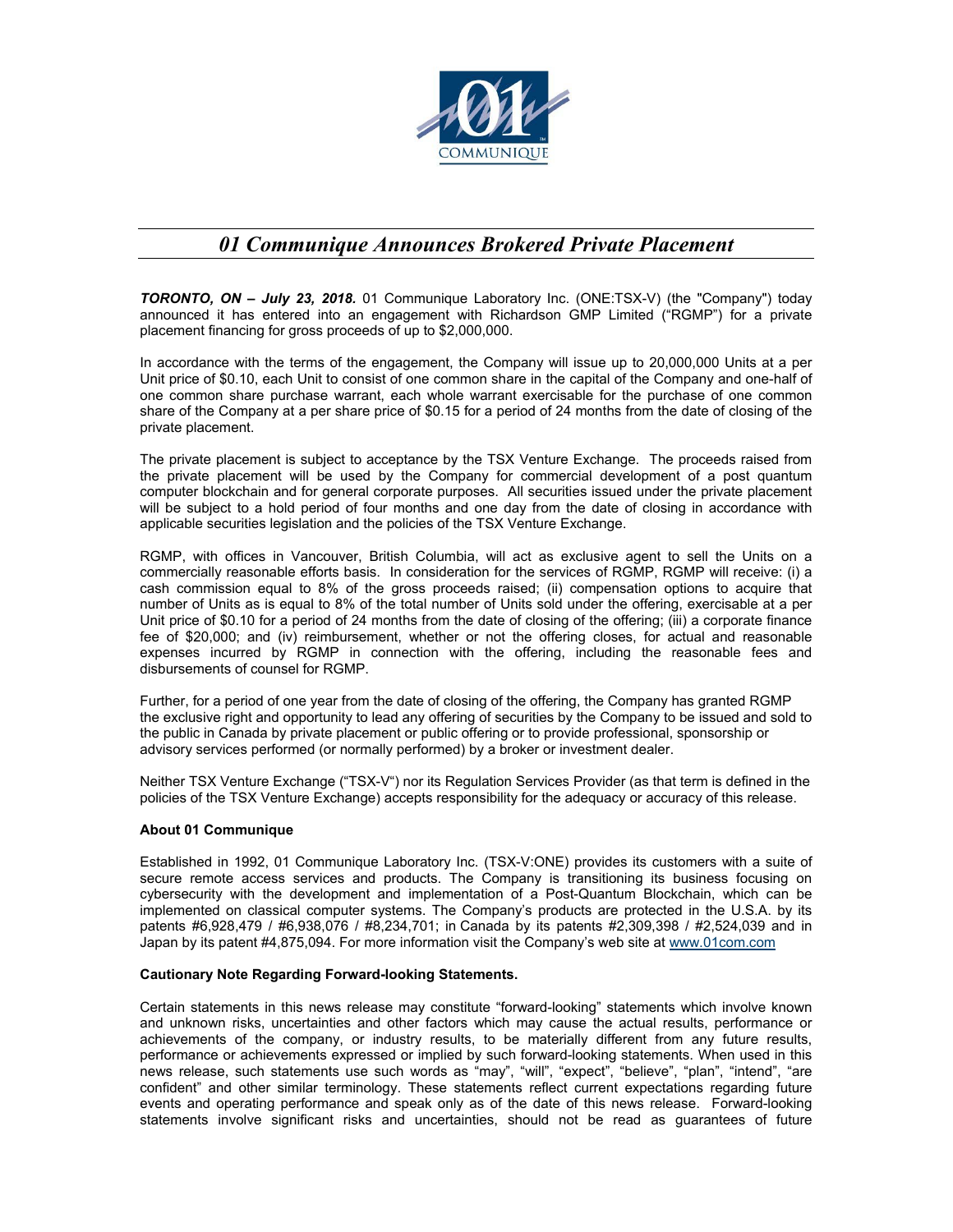# *01 Communique Announces Brokered Private Placement*

***TORONTO, ON – July 23, 2018.*** 01 Communique Laboratory Inc. (ONE:TSX-V) (the "Company") today announced it has entered into an engagement with Richardson GMP Limited ("RGMP") for a private placement financing for gross proceeds of up to $2,000,000.

In accordance with the terms of the engagement, the Company will issue up to 20,000,000 Units at a per Unit price of $0.10, each Unit to consist of one common share in the capital of the Company and one-half of one common share purchase warrant, each whole warrant exercisable for the purchase of one common share of the Company at a per share price of $0.15 for a period of 24 months from the date of closing of the private placement.

The private placement is subject to acceptance by the TSX Venture Exchange. The proceeds raised from the private placement will be used by the Company for commercial development of a post quantum computer blockchain and for general corporate purposes. All securities issued under the private placement will be subject to a hold period of four months and one day from the date of closing in accordance with applicable securities legislation and the policies of the TSX Venture Exchange.

RGMP, with offices in Vancouver, British Columbia, will act as exclusive agent to sell the Units on a commercially reasonable efforts basis. In consideration for the services of RGMP, RGMP will receive: (i) a cash commission equal to 8% of the gross proceeds raised; (ii) compensation options to acquire that number of Units as is equal to 8% of the total number of Units sold under the offering, exercisable at a per Unit price of $0.10 for a period of 24 months from the date of closing of the offering; (iii) a corporate finance fee of $20,000; and (iv) reimbursement, whether or not the offering closes, for actual and reasonable expenses incurred by RGMP in connection with the offering, including the reasonable fees and disbursements of counsel for RGMP.

Further, for a period of one year from the date of closing of the offering, the Company has granted RGMP the exclusive right and opportunity to lead any offering of securities by the Company to be issued and sold to the public in Canada by private placement or public offering or to provide professional, sponsorship or advisory services performed (or normally performed) by a broker or investment dealer.

Neither TSX Venture Exchange ("TSX-V") nor its Regulation Services Provider (as that term is defined in the policies of the TSX Venture Exchange) accepts responsibility for the adequacy or accuracy of this release.

**About 01 Communique**

Established in 1992, 01 Communique Laboratory Inc. (TSX-V:ONE) provides its customers with a suite of secure remote access services and products. The Company is transitioning its business focusing on cybersecurity with the development and implementation of a Post-Quantum Blockchain, which can be implemented on classical computer systems. The Company's products are protected in the U.S.A. by its patents #6,928,479 / #6,938,076 / #8,234,701; in Canada by its patents #2,309,398 / #2,524,039 and in Japan by its patent #4,875,094. For more information visit the Company's web site at www.01com.com

**Cautionary Note Regarding Forward-looking Statements.**

Certain statements in this news release may constitute "forward-looking" statements which involve known and unknown risks, uncertainties and other factors which may cause the actual results, performance or achievements of the company, or industry results, to be materially different from any future results, performance or achievements expressed or implied by such forward-looking statements. When used in this news release, such statements use such words as "may", "will", "expect", "believe", "plan", "intend", "are confident" and other similar terminology. These statements reflect current expectations regarding future events and operating performance and speak only as of the date of this news release. Forward-looking statements involve significant risks and uncertainties, should not be read as guarantees of future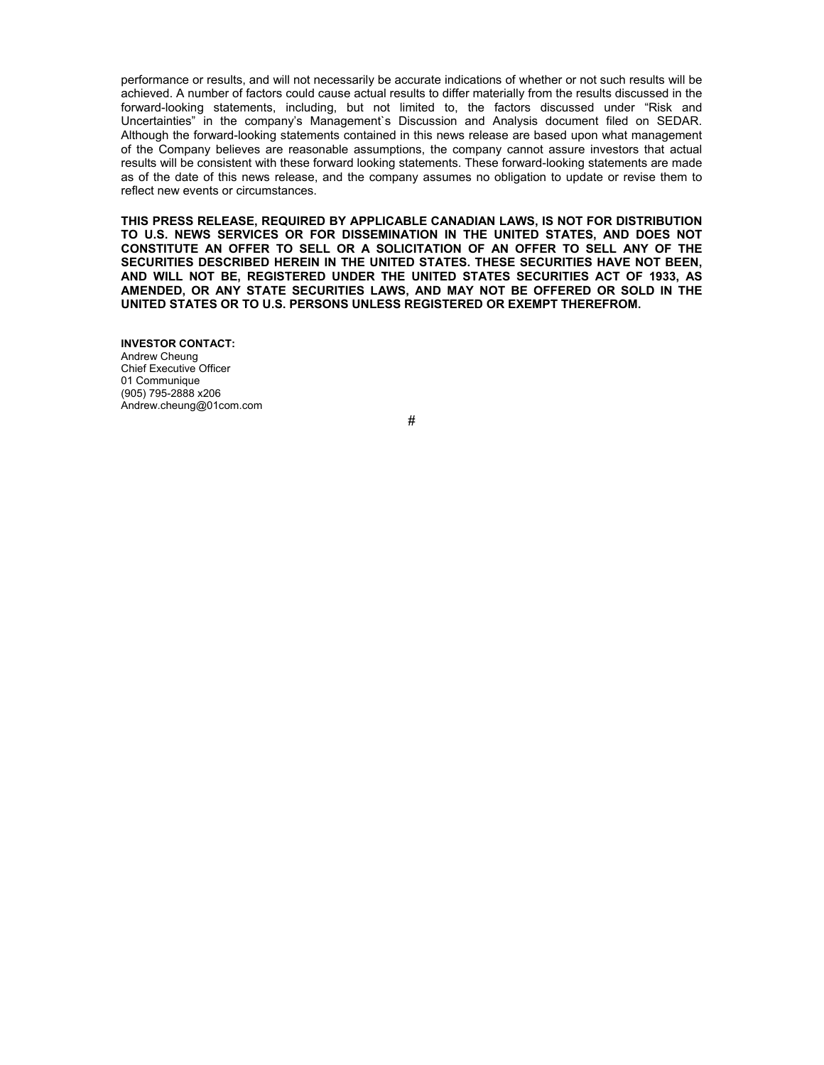performance or results, and will not necessarily be accurate indications of whether or not such results will be achieved. A number of factors could cause actual results to differ materially from the results discussed in the forward-looking statements, including, but not limited to, the factors discussed under "Risk and Uncertainties" in the company's Management`s Discussion and Analysis document filed on SEDAR. Although the forward-looking statements contained in this news release are based upon what management of the Company believes are reasonable assumptions, the company cannot assure investors that actual results will be consistent with these forward looking statements. These forward-looking statements are made as of the date of this news release, and the company assumes no obligation to update or revise them to reflect new events or circumstances.

**THIS PRESS RELEASE, REQUIRED BY APPLICABLE CANADIAN LAWS, IS NOT FOR DISTRIBUTION TO U.S. NEWS SERVICES OR FOR DISSEMINATION IN THE UNITED STATES, AND DOES NOT CONSTITUTE AN OFFER TO SELL OR A SOLICITATION OF AN OFFER TO SELL ANY OF THE SECURITIES DESCRIBED HEREIN IN THE UNITED STATES. THESE SECURITIES HAVE NOT BEEN, AND WILL NOT BE, REGISTERED UNDER THE UNITED STATES SECURITIES ACT OF 1933, AS AMENDED, OR ANY STATE SECURITIES LAWS, AND MAY NOT BE OFFERED OR SOLD IN THE UNITED STATES OR TO U.S. PERSONS UNLESS REGISTERED OR EXEMPT THEREFROM.**

**INVESTOR CONTACT:**
Andrew Cheung
Chief Executive Officer
01 Communique
(905) 795-2888 x206
Andrew.cheung@01com.com

#